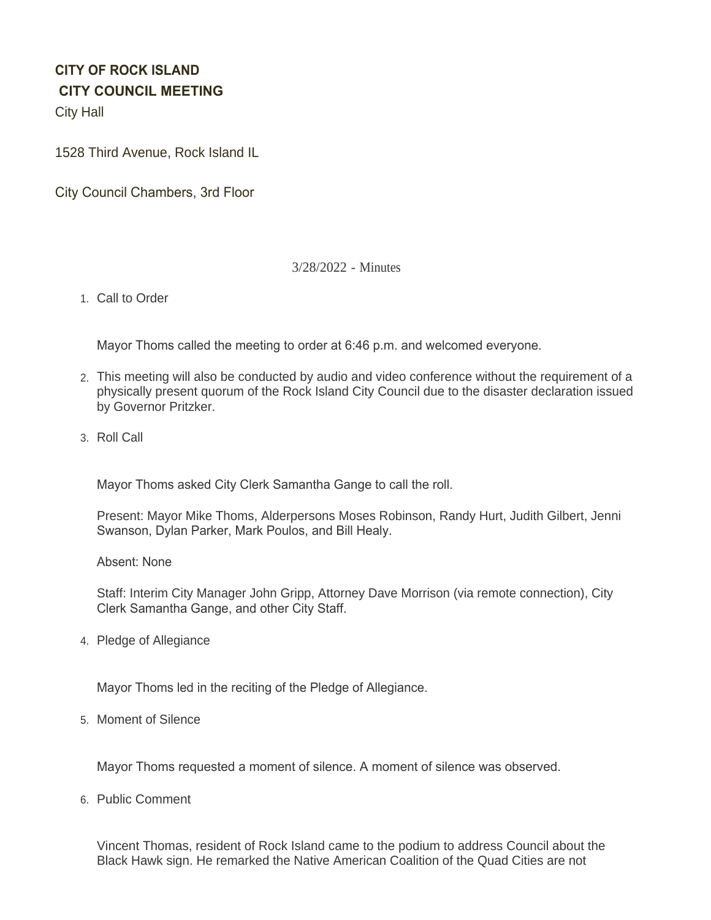# CITY OF ROCK ISLAND
## CITY COUNCIL MEETING

City Hall

1528 Third Avenue, Rock Island IL

City Council Chambers, 3rd Floor

3/28/2022 - Minutes

1. Call to Order

   Mayor Thoms called the meeting to order at 6:46 p.m. and welcomed everyone.

2. This meeting will also be conducted by audio and video conference without the requirement of a physically present quorum of the Rock Island City Council due to the disaster declaration issued by Governor Pritzker.

3. Roll Call

   Mayor Thoms asked City Clerk Samantha Gange to call the roll.

   Present: Mayor Mike Thoms, Alderpersons Moses Robinson, Randy Hurt, Judith Gilbert, Jenni Swanson, Dylan Parker, Mark Poulos, and Bill Healy.

   Absent: None

   Staff: Interim City Manager John Gripp, Attorney Dave Morrison (via remote connection), City Clerk Samantha Gange, and other City Staff.

4. Pledge of Allegiance

   Mayor Thoms led in the reciting of the Pledge of Allegiance.

5. Moment of Silence

   Mayor Thoms requested a moment of silence. A moment of silence was observed.

6. Public Comment

   Vincent Thomas, resident of Rock Island came to the podium to address Council about the Black Hawk sign. He remarked the Native American Coalition of the Quad Cities are not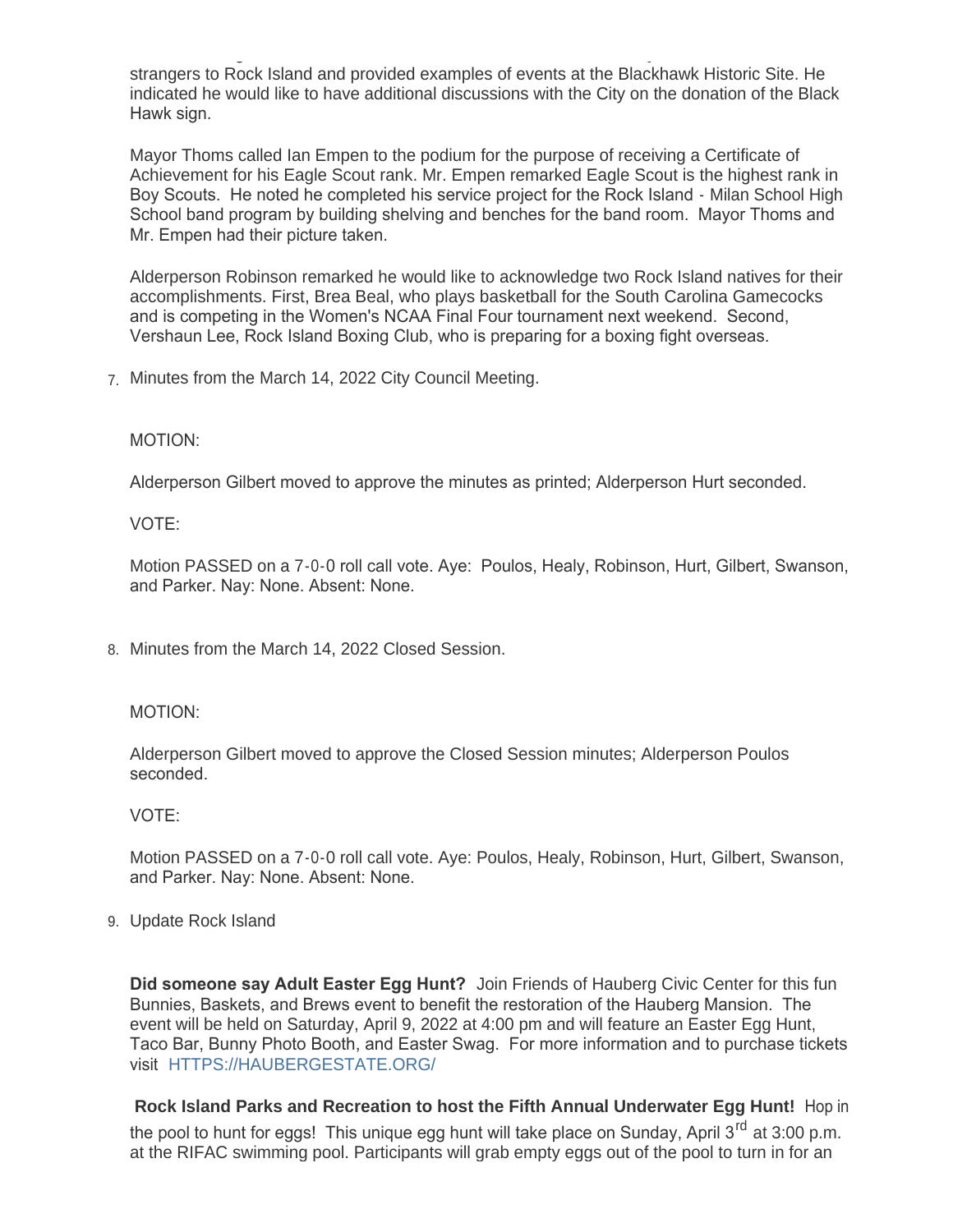strangers to Rock Island and provided examples of events at the Blackhawk Historic Site. He indicated he would like to have additional discussions with the City on the donation of the Black Hawk sign.

Mayor Thoms called Ian Empen to the podium for the purpose of receiving a Certificate of Achievement for his Eagle Scout rank. Mr. Empen remarked Eagle Scout is the highest rank in Boy Scouts. He noted he completed his service project for the Rock Island - Milan School High School band program by building shelving and benches for the band room. Mayor Thoms and Mr. Empen had their picture taken.

Alderperson Robinson remarked he would like to acknowledge two Rock Island natives for their accomplishments. First, Brea Beal, who plays basketball for the South Carolina Gamecocks and is competing in the Women's NCAA Final Four tournament next weekend. Second, Vershaun Lee, Rock Island Boxing Club, who is preparing for a boxing fight overseas.

7. Minutes from the March 14, 2022 City Council Meeting.

MOTION:

Alderperson Gilbert moved to approve the minutes as printed; Alderperson Hurt seconded.

VOTE:

Motion PASSED on a 7-0-0 roll call vote. Aye: Poulos, Healy, Robinson, Hurt, Gilbert, Swanson, and Parker. Nay: None. Absent: None.

8. Minutes from the March 14, 2022 Closed Session.

MOTION:

Alderperson Gilbert moved to approve the Closed Session minutes; Alderperson Poulos seconded.

VOTE:

Motion PASSED on a 7-0-0 roll call vote. Aye: Poulos, Healy, Robinson, Hurt, Gilbert, Swanson, and Parker. Nay: None. Absent: None.

9. Update Rock Island

**Did someone say Adult Easter Egg Hunt?** Join Friends of Hauberg Civic Center for this fun Bunnies, Baskets, and Brews event to benefit the restoration of the Hauberg Mansion. The event will be held on Saturday, April 9, 2022 at 4:00 pm and will feature an Easter Egg Hunt, Taco Bar, Bunny Photo Booth, and Easter Swag. For more information and to purchase tickets visit HTTPS://HAUBERGESTATE.ORG/

**Rock Island Parks and Recreation to host the Fifth Annual Underwater Egg Hunt!** Hop in the pool to hunt for eggs! This unique egg hunt will take place on Sunday, April 3rd at 3:00 p.m. at the RIFAC swimming pool. Participants will grab empty eggs out of the pool to turn in for an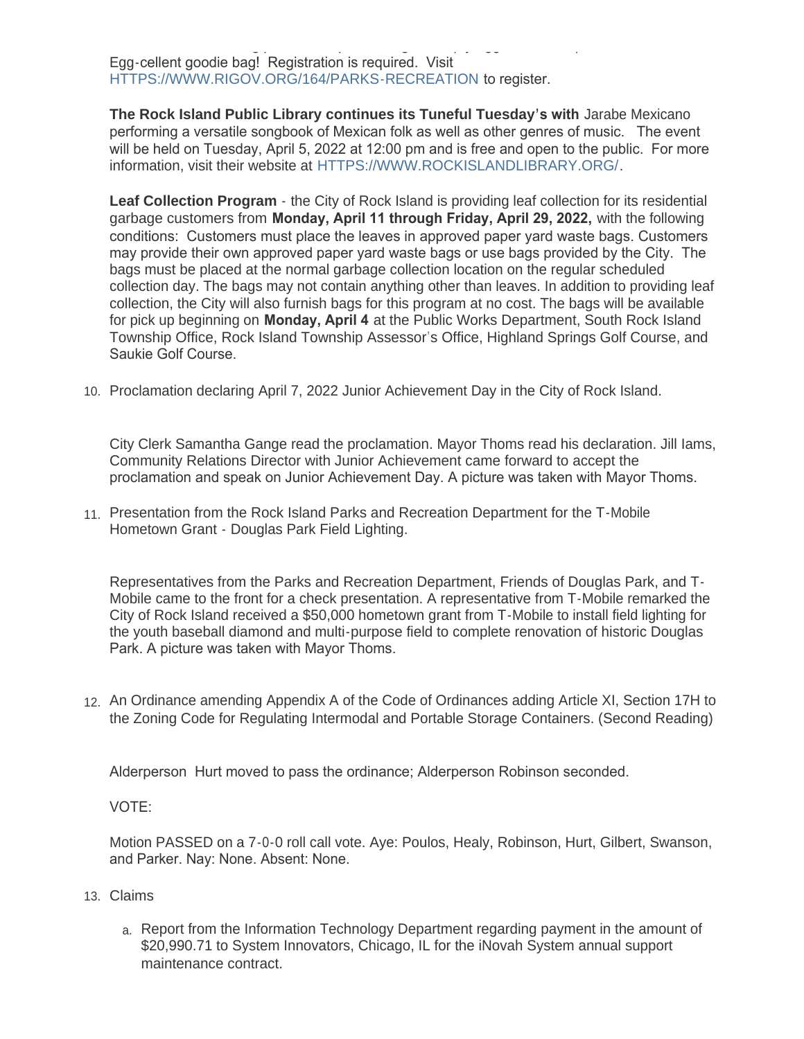Egg-cellent goodie bag! Registration is required. Visit HTTPS://WWW.RIGOV.ORG/164/PARKS-RECREATION to register.

**The Rock Island Public Library continues its Tuneful Tuesday's with** Jarabe Mexicano performing a versatile songbook of Mexican folk as well as other genres of music. The event will be held on Tuesday, April 5, 2022 at 12:00 pm and is free and open to the public. For more information, visit their website at HTTPS://WWW.ROCKISLANDLIBRARY.ORG/.

**Leaf Collection Program** - the City of Rock Island is providing leaf collection for its residential garbage customers from **Monday, April 11 through Friday, April 29, 2022,** with the following conditions: Customers must place the leaves in approved paper yard waste bags. Customers may provide their own approved paper yard waste bags or use bags provided by the City. The bags must be placed at the normal garbage collection location on the regular scheduled collection day. The bags may not contain anything other than leaves. In addition to providing leaf collection, the City will also furnish bags for this program at no cost. The bags will be available for pick up beginning on **Monday, April 4** at the Public Works Department, South Rock Island Township Office, Rock Island Township Assessor's Office, Highland Springs Golf Course, and Saukie Golf Course.

10. Proclamation declaring April 7, 2022 Junior Achievement Day in the City of Rock Island.

    City Clerk Samantha Gange read the proclamation. Mayor Thoms read his declaration. Jill Iams, Community Relations Director with Junior Achievement came forward to accept the proclamation and speak on Junior Achievement Day. A picture was taken with Mayor Thoms.

11. Presentation from the Rock Island Parks and Recreation Department for the T-Mobile Hometown Grant - Douglas Park Field Lighting.

    Representatives from the Parks and Recreation Department, Friends of Douglas Park, and T-Mobile came to the front for a check presentation. A representative from T-Mobile remarked the City of Rock Island received a $50,000 hometown grant from T-Mobile to install field lighting for the youth baseball diamond and multi-purpose field to complete renovation of historic Douglas Park. A picture was taken with Mayor Thoms.

12. An Ordinance amending Appendix A of the Code of Ordinances adding Article XI, Section 17H to the Zoning Code for Regulating Intermodal and Portable Storage Containers. (Second Reading)

    Alderperson Hurt moved to pass the ordinance; Alderperson Robinson seconded.

    VOTE:

    Motion PASSED on a 7-0-0 roll call vote. Aye: Poulos, Healy, Robinson, Hurt, Gilbert, Swanson, and Parker. Nay: None. Absent: None.

13. Claims

    a. Report from the Information Technology Department regarding payment in the amount of $20,990.71 to System Innovators, Chicago, IL for the iNovah System annual support maintenance contract.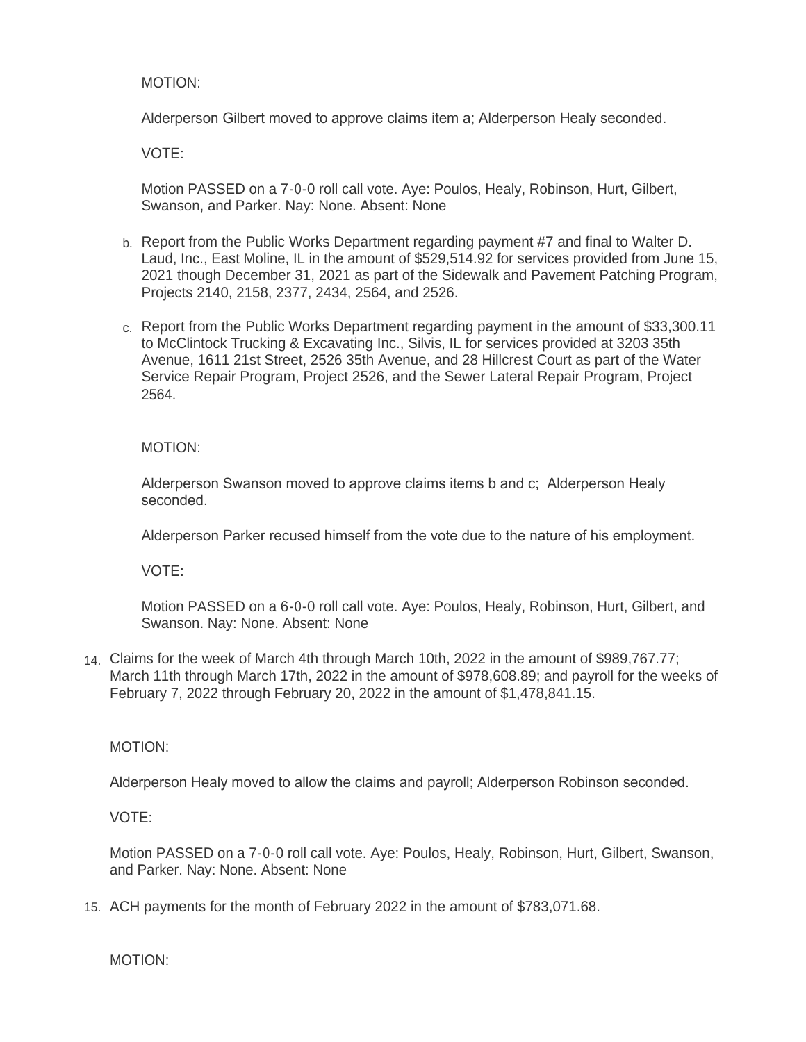MOTION:

Alderperson Gilbert moved to approve claims item a; Alderperson Healy seconded.

VOTE:

Motion PASSED on a 7-0-0 roll call vote. Aye: Poulos, Healy, Robinson, Hurt, Gilbert, Swanson, and Parker. Nay: None. Absent: None

b. Report from the Public Works Department regarding payment #7 and final to Walter D. Laud, Inc., East Moline, IL in the amount of $529,514.92 for services provided from June 15, 2021 though December 31, 2021 as part of the Sidewalk and Pavement Patching Program, Projects 2140, 2158, 2377, 2434, 2564, and 2526.

c. Report from the Public Works Department regarding payment in the amount of $33,300.11 to McClintock Trucking & Excavating Inc., Silvis, IL for services provided at 3203 35th Avenue, 1611 21st Street, 2526 35th Avenue, and 28 Hillcrest Court as part of the Water Service Repair Program, Project 2526, and the Sewer Lateral Repair Program, Project 2564.

MOTION:

Alderperson Swanson moved to approve claims items b and c; Alderperson Healy seconded.

Alderperson Parker recused himself from the vote due to the nature of his employment.

VOTE:

Motion PASSED on a 6-0-0 roll call vote. Aye: Poulos, Healy, Robinson, Hurt, Gilbert, and Swanson. Nay: None. Absent: None

14. Claims for the week of March 4th through March 10th, 2022 in the amount of $989,767.77; March 11th through March 17th, 2022 in the amount of $978,608.89; and payroll for the weeks of February 7, 2022 through February 20, 2022 in the amount of $1,478,841.15.

MOTION:

Alderperson Healy moved to allow the claims and payroll; Alderperson Robinson seconded.

VOTE:

Motion PASSED on a 7-0-0 roll call vote. Aye: Poulos, Healy, Robinson, Hurt, Gilbert, Swanson, and Parker. Nay: None. Absent: None

15. ACH payments for the month of February 2022 in the amount of $783,071.68.

MOTION: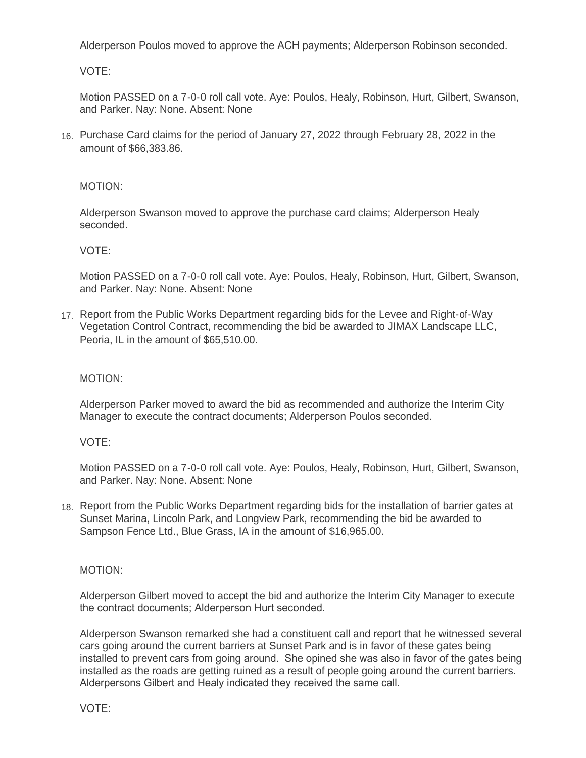Alderperson Poulos moved to approve the ACH payments; Alderperson Robinson seconded.

VOTE:

Motion PASSED on a 7-0-0 roll call vote. Aye: Poulos, Healy, Robinson, Hurt, Gilbert, Swanson, and Parker. Nay: None. Absent: None

16. Purchase Card claims for the period of January 27, 2022 through February 28, 2022 in the amount of $66,383.86.

MOTION:

Alderperson Swanson moved to approve the purchase card claims; Alderperson Healy seconded.

VOTE:

Motion PASSED on a 7-0-0 roll call vote. Aye: Poulos, Healy, Robinson, Hurt, Gilbert, Swanson, and Parker. Nay: None. Absent: None

17. Report from the Public Works Department regarding bids for the Levee and Right-of-Way Vegetation Control Contract, recommending the bid be awarded to JIMAX Landscape LLC, Peoria, IL in the amount of $65,510.00.

MOTION:

Alderperson Parker moved to award the bid as recommended and authorize the Interim City Manager to execute the contract documents; Alderperson Poulos seconded.

VOTE:

Motion PASSED on a 7-0-0 roll call vote. Aye: Poulos, Healy, Robinson, Hurt, Gilbert, Swanson, and Parker. Nay: None. Absent: None

18. Report from the Public Works Department regarding bids for the installation of barrier gates at Sunset Marina, Lincoln Park, and Longview Park, recommending the bid be awarded to Sampson Fence Ltd., Blue Grass, IA in the amount of $16,965.00.

MOTION:

Alderperson Gilbert moved to accept the bid and authorize the Interim City Manager to execute the contract documents; Alderperson Hurt seconded.

Alderperson Swanson remarked she had a constituent call and report that he witnessed several cars going around the current barriers at Sunset Park and is in favor of these gates being installed to prevent cars from going around. She opined she was also in favor of the gates being installed as the roads are getting ruined as a result of people going around the current barriers. Alderpersons Gilbert and Healy indicated they received the same call.

VOTE: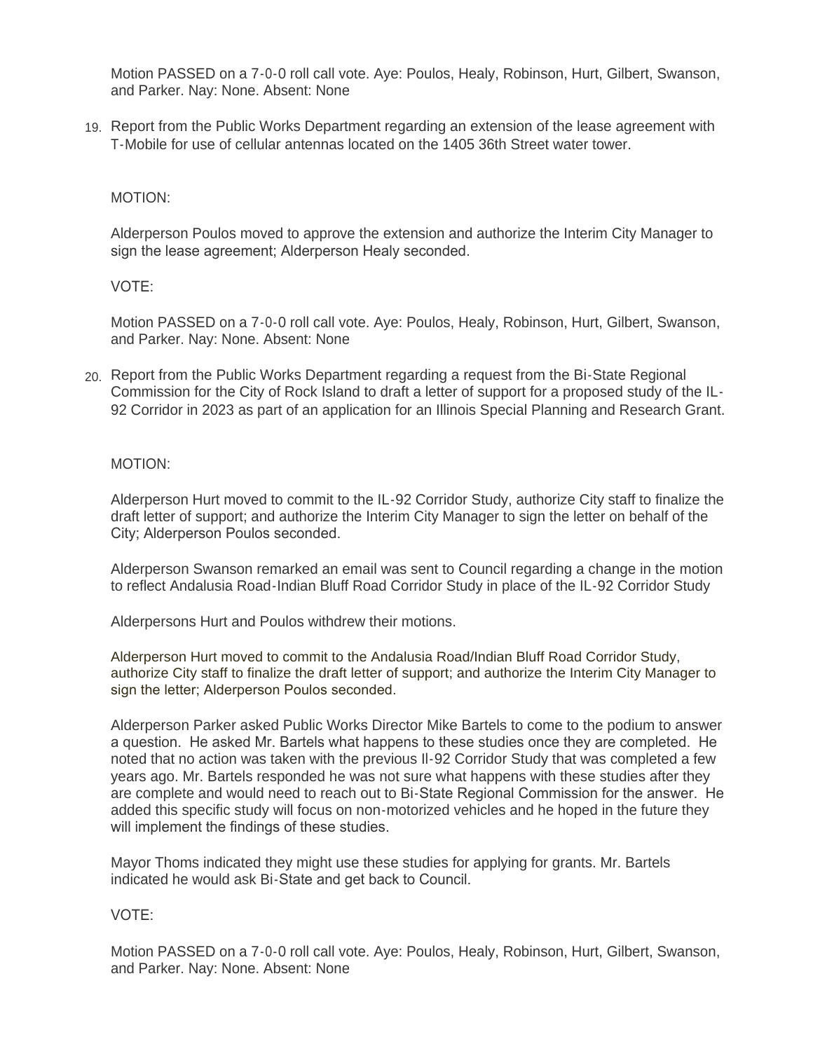Motion PASSED on a 7-0-0 roll call vote. Aye: Poulos, Healy, Robinson, Hurt, Gilbert, Swanson, and Parker. Nay: None. Absent: None

19. Report from the Public Works Department regarding an extension of the lease agreement with T-Mobile for use of cellular antennas located on the 1405 36th Street water tower.

MOTION:

Alderperson Poulos moved to approve the extension and authorize the Interim City Manager to sign the lease agreement; Alderperson Healy seconded.

VOTE:

Motion PASSED on a 7-0-0 roll call vote. Aye: Poulos, Healy, Robinson, Hurt, Gilbert, Swanson, and Parker. Nay: None. Absent: None

20. Report from the Public Works Department regarding a request from the Bi-State Regional Commission for the City of Rock Island to draft a letter of support for a proposed study of the IL-92 Corridor in 2023 as part of an application for an Illinois Special Planning and Research Grant.

MOTION:

Alderperson Hurt moved to commit to the IL-92 Corridor Study, authorize City staff to finalize the draft letter of support; and authorize the Interim City Manager to sign the letter on behalf of the City; Alderperson Poulos seconded.

Alderperson Swanson remarked an email was sent to Council regarding a change in the motion to reflect Andalusia Road-Indian Bluff Road Corridor Study in place of the IL-92 Corridor Study

Alderpersons Hurt and Poulos withdrew their motions.

Alderperson Hurt moved to commit to the Andalusia Road/Indian Bluff Road Corridor Study, authorize City staff to finalize the draft letter of support; and authorize the Interim City Manager to sign the letter; Alderperson Poulos seconded.

Alderperson Parker asked Public Works Director Mike Bartels to come to the podium to answer a question. He asked Mr. Bartels what happens to these studies once they are completed. He noted that no action was taken with the previous Il-92 Corridor Study that was completed a few years ago. Mr. Bartels responded he was not sure what happens with these studies after they are complete and would need to reach out to Bi-State Regional Commission for the answer. He added this specific study will focus on non-motorized vehicles and he hoped in the future they will implement the findings of these studies.

Mayor Thoms indicated they might use these studies for applying for grants. Mr. Bartels indicated he would ask Bi-State and get back to Council.

VOTE:

Motion PASSED on a 7-0-0 roll call vote. Aye: Poulos, Healy, Robinson, Hurt, Gilbert, Swanson, and Parker. Nay: None. Absent: None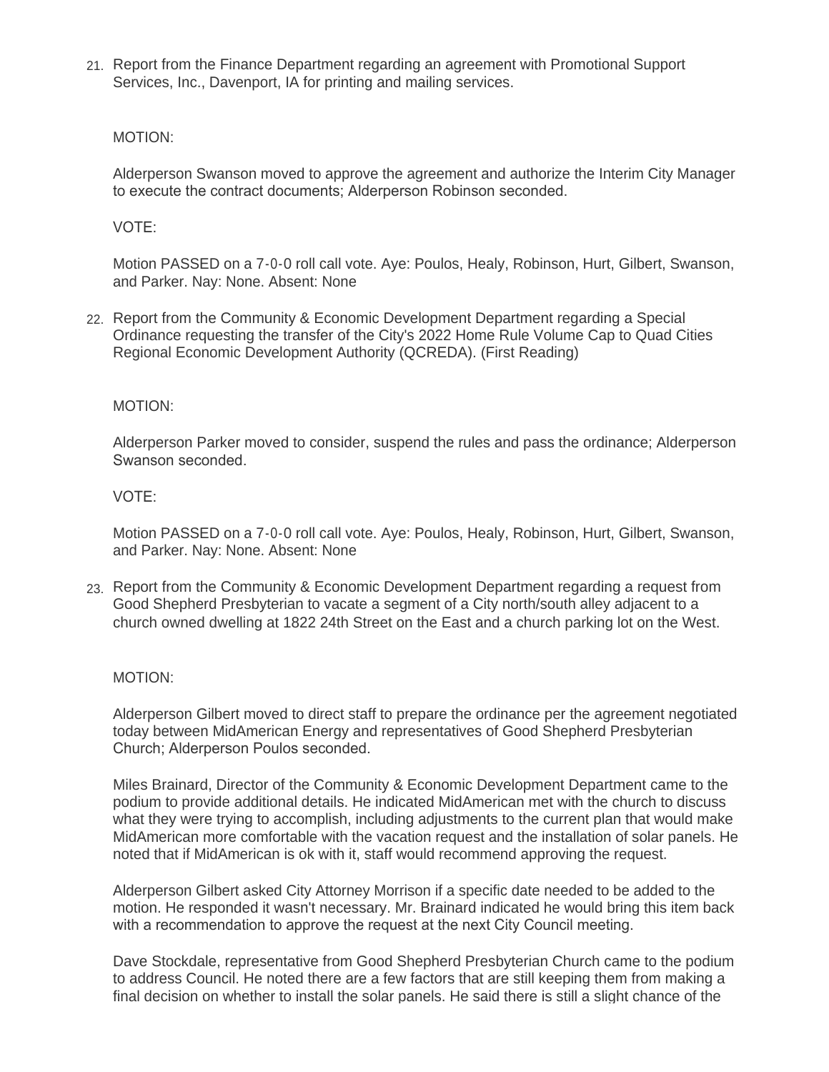21. Report from the Finance Department regarding an agreement with Promotional Support Services, Inc., Davenport, IA for printing and mailing services.

    MOTION:

    Alderperson Swanson moved to approve the agreement and authorize the Interim City Manager to execute the contract documents; Alderperson Robinson seconded.

    VOTE:

    Motion PASSED on a 7-0-0 roll call vote. Aye: Poulos, Healy, Robinson, Hurt, Gilbert, Swanson, and Parker. Nay: None. Absent: None

22. Report from the Community & Economic Development Department regarding a Special Ordinance requesting the transfer of the City's 2022 Home Rule Volume Cap to Quad Cities Regional Economic Development Authority (QCREDA). (First Reading)

    MOTION:

    Alderperson Parker moved to consider, suspend the rules and pass the ordinance; Alderperson Swanson seconded.

    VOTE:

    Motion PASSED on a 7-0-0 roll call vote. Aye: Poulos, Healy, Robinson, Hurt, Gilbert, Swanson, and Parker. Nay: None. Absent: None

23. Report from the Community & Economic Development Department regarding a request from Good Shepherd Presbyterian to vacate a segment of a City north/south alley adjacent to a church owned dwelling at 1822 24th Street on the East and a church parking lot on the West.

    MOTION:

    Alderperson Gilbert moved to direct staff to prepare the ordinance per the agreement negotiated today between MidAmerican Energy and representatives of Good Shepherd Presbyterian Church; Alderperson Poulos seconded.

    Miles Brainard, Director of the Community & Economic Development Department came to the podium to provide additional details. He indicated MidAmerican met with the church to discuss what they were trying to accomplish, including adjustments to the current plan that would make MidAmerican more comfortable with the vacation request and the installation of solar panels. He noted that if MidAmerican is ok with it, staff would recommend approving the request.

    Alderperson Gilbert asked City Attorney Morrison if a specific date needed to be added to the motion. He responded it wasn't necessary. Mr. Brainard indicated he would bring this item back with a recommendation to approve the request at the next City Council meeting.

    Dave Stockdale, representative from Good Shepherd Presbyterian Church came to the podium to address Council. He noted there are a few factors that are still keeping them from making a final decision on whether to install the solar panels. He said there is still a slight chance of the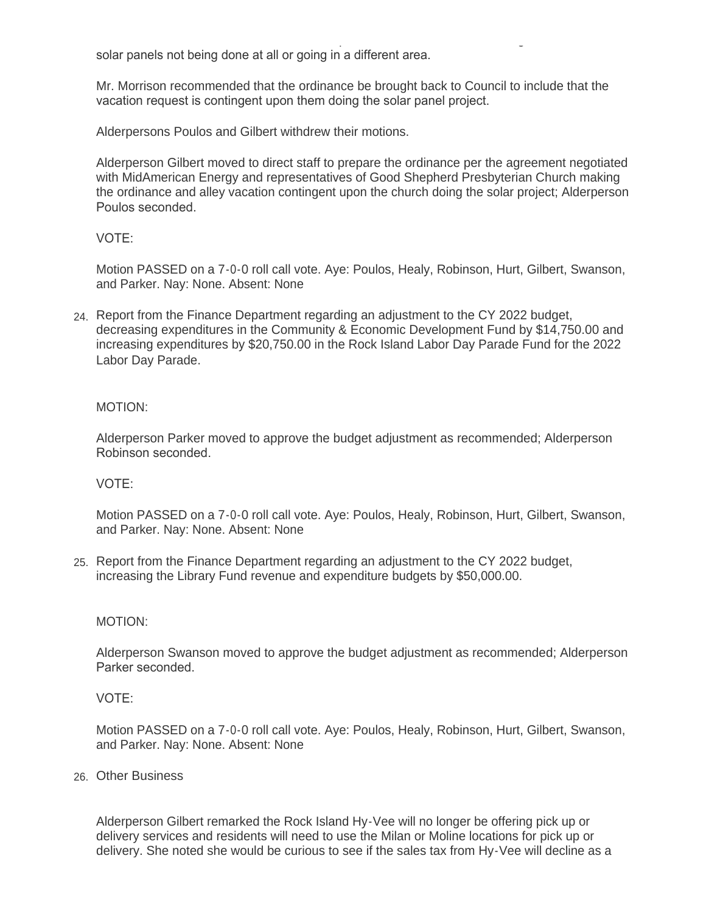solar panels not being done at all or going in a different area.

Mr. Morrison recommended that the ordinance be brought back to Council to include that the vacation request is contingent upon them doing the solar panel project.

Alderpersons Poulos and Gilbert withdrew their motions.

Alderperson Gilbert moved to direct staff to prepare the ordinance per the agreement negotiated with MidAmerican Energy and representatives of Good Shepherd Presbyterian Church making the ordinance and alley vacation contingent upon the church doing the solar project; Alderperson Poulos seconded.

VOTE:

Motion PASSED on a 7-0-0 roll call vote. Aye: Poulos, Healy, Robinson, Hurt, Gilbert, Swanson, and Parker. Nay: None. Absent: None

24. Report from the Finance Department regarding an adjustment to the CY 2022 budget, decreasing expenditures in the Community & Economic Development Fund by $14,750.00 and increasing expenditures by $20,750.00 in the Rock Island Labor Day Parade Fund for the 2022 Labor Day Parade.

MOTION:

Alderperson Parker moved to approve the budget adjustment as recommended; Alderperson Robinson seconded.

VOTE:

Motion PASSED on a 7-0-0 roll call vote. Aye: Poulos, Healy, Robinson, Hurt, Gilbert, Swanson, and Parker. Nay: None. Absent: None

25. Report from the Finance Department regarding an adjustment to the CY 2022 budget, increasing the Library Fund revenue and expenditure budgets by $50,000.00.

MOTION:

Alderperson Swanson moved to approve the budget adjustment as recommended; Alderperson Parker seconded.

VOTE:

Motion PASSED on a 7-0-0 roll call vote. Aye: Poulos, Healy, Robinson, Hurt, Gilbert, Swanson, and Parker. Nay: None. Absent: None

26. Other Business

Alderperson Gilbert remarked the Rock Island Hy-Vee will no longer be offering pick up or delivery services and residents will need to use the Milan or Moline locations for pick up or delivery. She noted she would be curious to see if the sales tax from Hy-Vee will decline as a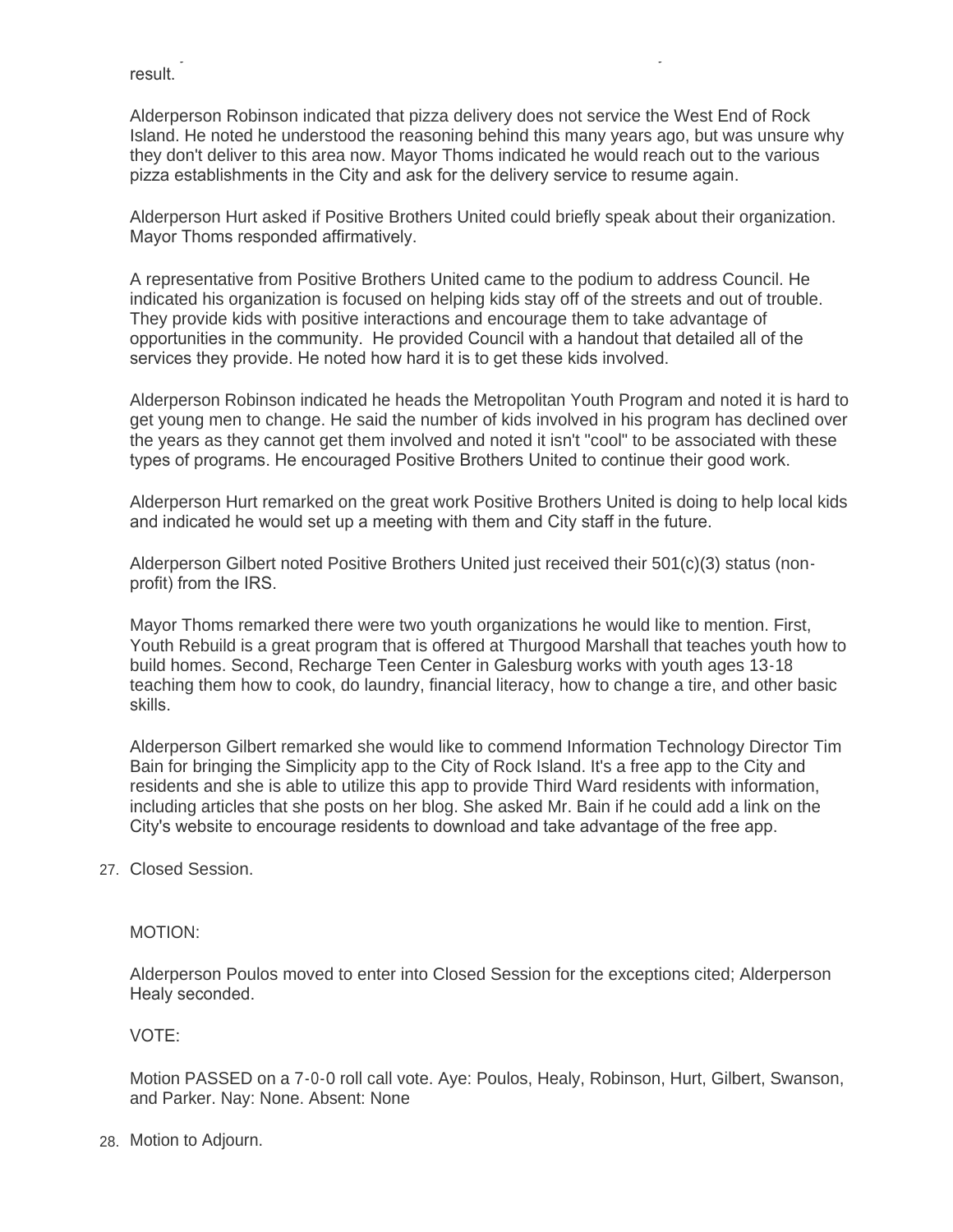result.

Alderperson Robinson indicated that pizza delivery does not service the West End of Rock Island. He noted he understood the reasoning behind this many years ago, but was unsure why they don't deliver to this area now. Mayor Thoms indicated he would reach out to the various pizza establishments in the City and ask for the delivery service to resume again.

Alderperson Hurt asked if Positive Brothers United could briefly speak about their organization. Mayor Thoms responded affirmatively.

A representative from Positive Brothers United came to the podium to address Council. He indicated his organization is focused on helping kids stay off of the streets and out of trouble. They provide kids with positive interactions and encourage them to take advantage of opportunities in the community. He provided Council with a handout that detailed all of the services they provide. He noted how hard it is to get these kids involved.

Alderperson Robinson indicated he heads the Metropolitan Youth Program and noted it is hard to get young men to change. He said the number of kids involved in his program has declined over the years as they cannot get them involved and noted it isn't "cool" to be associated with these types of programs. He encouraged Positive Brothers United to continue their good work.

Alderperson Hurt remarked on the great work Positive Brothers United is doing to help local kids and indicated he would set up a meeting with them and City staff in the future.

Alderperson Gilbert noted Positive Brothers United just received their 501(c)(3) status (non-profit) from the IRS.

Mayor Thoms remarked there were two youth organizations he would like to mention. First, Youth Rebuild is a great program that is offered at Thurgood Marshall that teaches youth how to build homes. Second, Recharge Teen Center in Galesburg works with youth ages 13-18 teaching them how to cook, do laundry, financial literacy, how to change a tire, and other basic skills.

Alderperson Gilbert remarked she would like to commend Information Technology Director Tim Bain for bringing the Simplicity app to the City of Rock Island. It's a free app to the City and residents and she is able to utilize this app to provide Third Ward residents with information, including articles that she posts on her blog. She asked Mr. Bain if he could add a link on the City's website to encourage residents to download and take advantage of the free app.

27. Closed Session.

MOTION:

Alderperson Poulos moved to enter into Closed Session for the exceptions cited; Alderperson Healy seconded.

VOTE:

Motion PASSED on a 7-0-0 roll call vote. Aye: Poulos, Healy, Robinson, Hurt, Gilbert, Swanson, and Parker. Nay: None. Absent: None

28. Motion to Adjourn.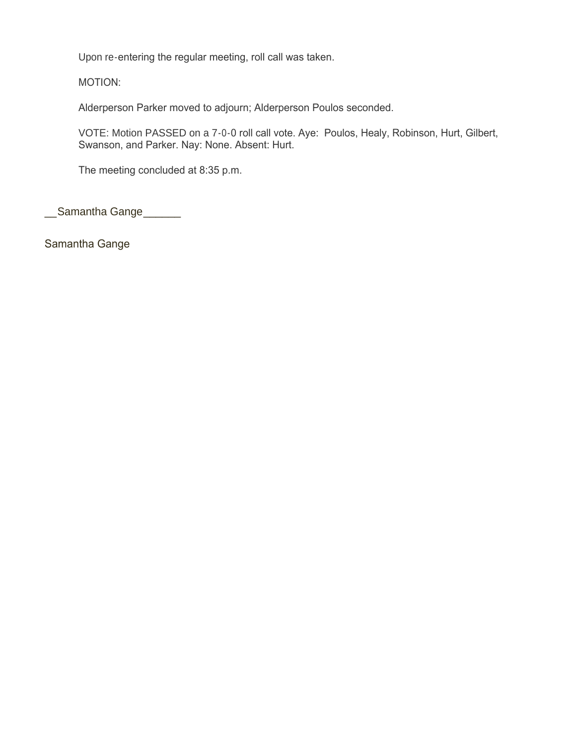Upon re-entering the regular meeting, roll call was taken.

MOTION:

Alderperson Parker moved to adjourn; Alderperson Poulos seconded.

VOTE: Motion PASSED on a 7-0-0 roll call vote. Aye: Poulos, Healy, Robinson, Hurt, Gilbert, Swanson, and Parker. Nay: None. Absent: Hurt.

The meeting concluded at 8:35 p.m.

__Samantha Gange______

Samantha Gange